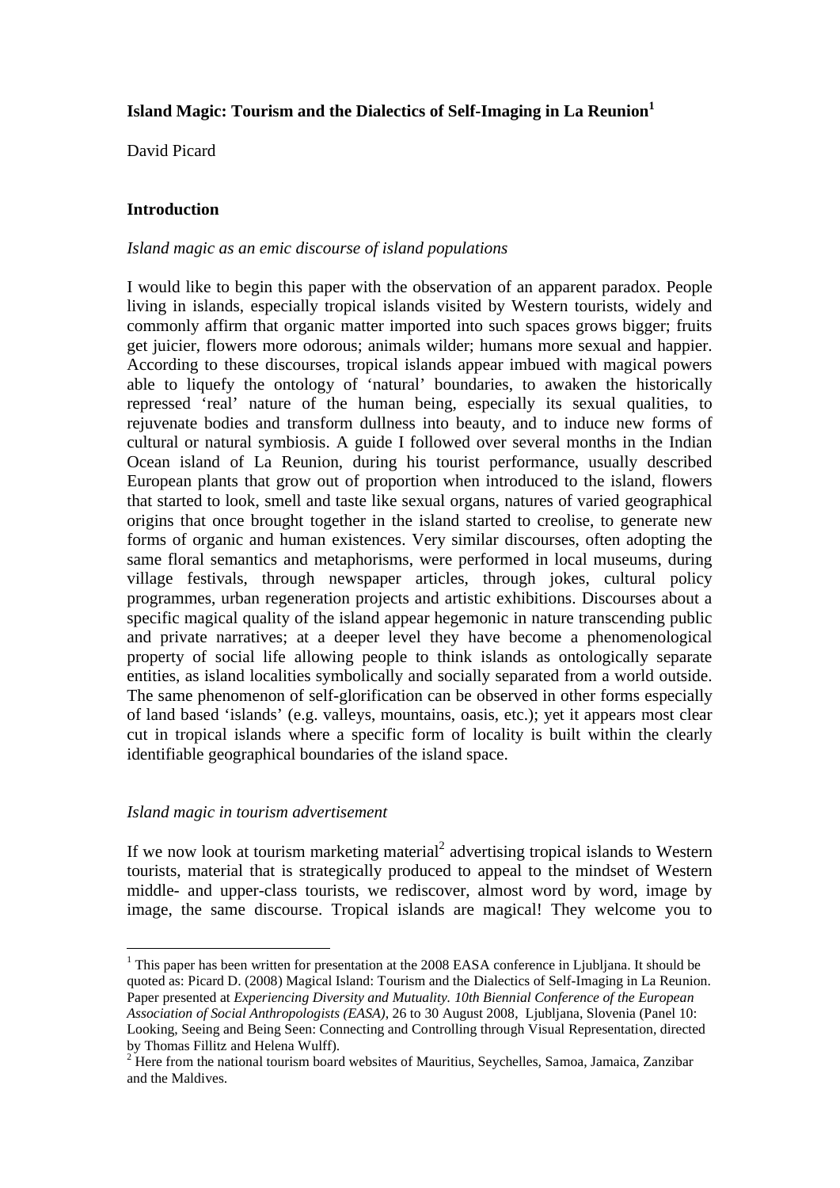**Island Magic: Tourism and the Dialectics of Self-Imaging in La Reunion**[1]

David Picard

## Introduction

*Island magic as an emic discourse of island populations*

I would like to begin this paper with the observation of an apparent paradox. People living in islands, especially tropical islands visited by Western tourists, widely and commonly affirm that organic matter imported into such spaces grows bigger; fruits get juicier, flowers more odorous; animals wilder; humans more sexual and happier. According to these discourses, tropical islands appear imbued with magical powers able to liquefy the ontology of 'natural' boundaries, to awaken the historically repressed 'real' nature of the human being, especially its sexual qualities, to rejuvenate bodies and transform dullness into beauty, and to induce new forms of cultural or natural symbiosis. A guide I followed over several months in the Indian Ocean island of La Reunion, during his tourist performance, usually described European plants that grow out of proportion when introduced to the island, flowers that started to look, smell and taste like sexual organs, natures of varied geographical origins that once brought together in the island started to creolise, to generate new forms of organic and human existences. Very similar discourses, often adopting the same floral semantics and metaphorisms, were performed in local museums, during village festivals, through newspaper articles, through jokes, cultural policy programmes, urban regeneration projects and artistic exhibitions. Discourses about a specific magical quality of the island appear hegemonic in nature transcending public and private narratives; at a deeper level they have become a phenomenological property of social life allowing people to think islands as ontologically separate entities, as island localities symbolically and socially separated from a world outside. The same phenomenon of self-glorification can be observed in other forms especially of land based 'islands' (e.g. valleys, mountains, oasis, etc.); yet it appears most clear cut in tropical islands where a specific form of locality is built within the clearly identifiable geographical boundaries of the island space.

*Island magic in tourism advertisement*

If we now look at tourism marketing material[2] advertising tropical islands to Western tourists, material that is strategically produced to appeal to the mindset of Western middle- and upper-class tourists, we rediscover, almost word by word, image by image, the same discourse. Tropical islands are magical! They welcome you to

[1] This paper has been written for presentation at the 2008 EASA conference in Ljubljana. It should be quoted as: Picard D. (2008) Magical Island: Tourism and the Dialectics of Self-Imaging in La Reunion. Paper presented at *Experiencing Diversity and Mutuality. 10th Biennial Conference of the European Association of Social Anthropologists (EASA)*, 26 to 30 August 2008, Ljubljana, Slovenia (Panel 10: Looking, Seeing and Being Seen: Connecting and Controlling through Visual Representation, directed by Thomas Fillitz and Helena Wulff).

[2] Here from the national tourism board websites of Mauritius, Seychelles, Samoa, Jamaica, Zanzibar and the Maldives.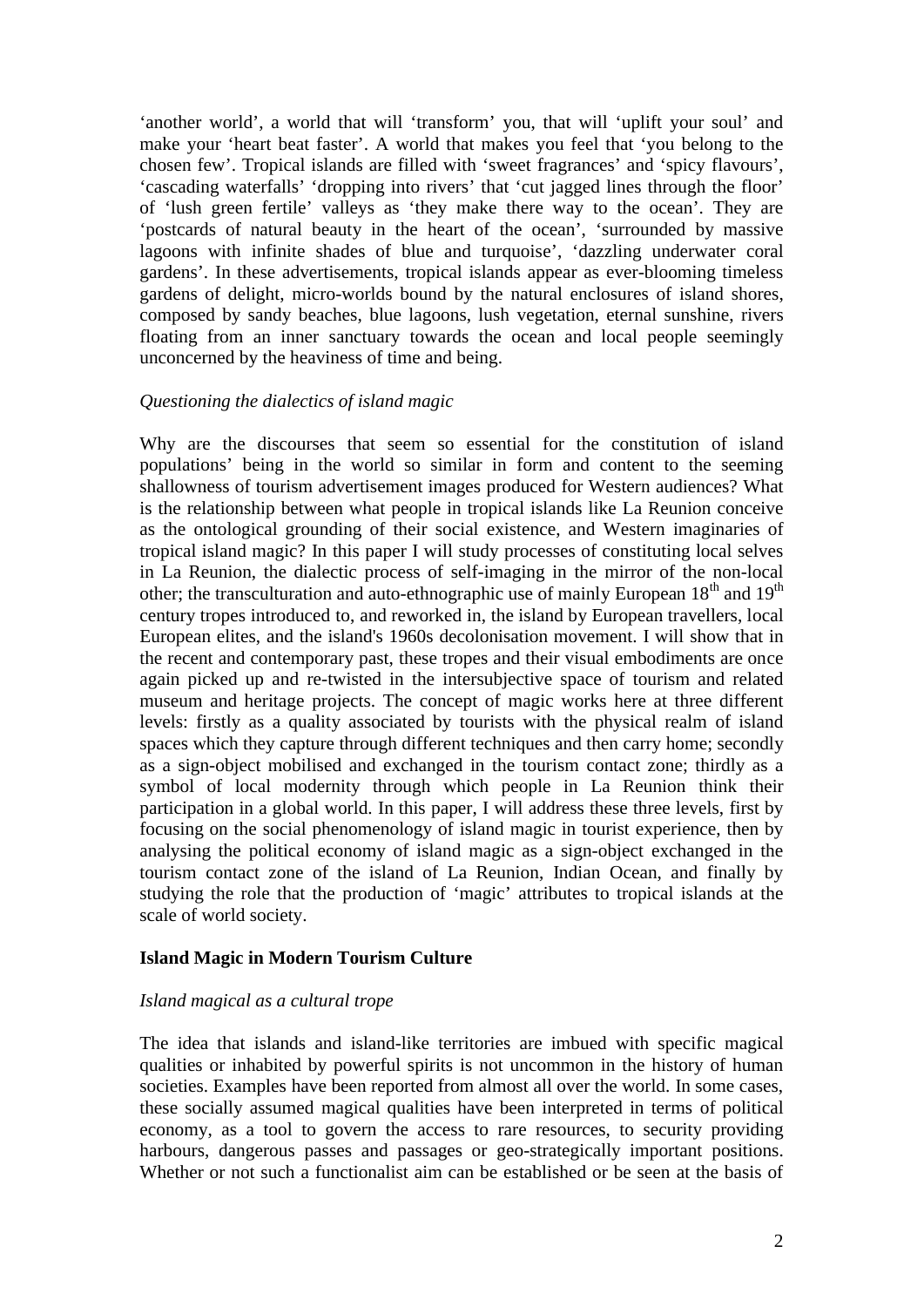'another world', a world that will 'transform' you, that will 'uplift your soul' and make your 'heart beat faster'. A world that makes you feel that 'you belong to the chosen few'. Tropical islands are filled with 'sweet fragrances' and 'spicy flavours', 'cascading waterfalls' 'dropping into rivers' that 'cut jagged lines through the floor' of 'lush green fertile' valleys as 'they make there way to the ocean'. They are 'postcards of natural beauty in the heart of the ocean', 'surrounded by massive lagoons with infinite shades of blue and turquoise', 'dazzling underwater coral gardens'. In these advertisements, tropical islands appear as ever-blooming timeless gardens of delight, micro-worlds bound by the natural enclosures of island shores, composed by sandy beaches, blue lagoons, lush vegetation, eternal sunshine, rivers floating from an inner sanctuary towards the ocean and local people seemingly unconcerned by the heaviness of time and being.

*Questioning the dialectics of island magic*

Why are the discourses that seem so essential for the constitution of island populations' being in the world so similar in form and content to the seeming shallowness of tourism advertisement images produced for Western audiences? What is the relationship between what people in tropical islands like La Reunion conceive as the ontological grounding of their social existence, and Western imaginaries of tropical island magic? In this paper I will study processes of constituting local selves in La Reunion, the dialectic process of self-imaging in the mirror of the non-local other; the transculturation and auto-ethnographic use of mainly European 18th and 19th century tropes introduced to, and reworked in, the island by European travellers, local European elites, and the island's 1960s decolonisation movement. I will show that in the recent and contemporary past, these tropes and their visual embodiments are once again picked up and re-twisted in the intersubjective space of tourism and related museum and heritage projects. The concept of magic works here at three different levels: firstly as a quality associated by tourists with the physical realm of island spaces which they capture through different techniques and then carry home; secondly as a sign-object mobilised and exchanged in the tourism contact zone; thirdly as a symbol of local modernity through which people in La Reunion think their participation in a global world. In this paper, I will address these three levels, first by focusing on the social phenomenology of island magic in tourist experience, then by analysing the political economy of island magic as a sign-object exchanged in the tourism contact zone of the island of La Reunion, Indian Ocean, and finally by studying the role that the production of 'magic' attributes to tropical islands at the scale of world society.

## Island Magic in Modern Tourism Culture

*Island magical as a cultural trope*

The idea that islands and island-like territories are imbued with specific magical qualities or inhabited by powerful spirits is not uncommon in the history of human societies. Examples have been reported from almost all over the world. In some cases, these socially assumed magical qualities have been interpreted in terms of political economy, as a tool to govern the access to rare resources, to security providing harbours, dangerous passes and passages or geo-strategically important positions. Whether or not such a functionalist aim can be established or be seen at the basis of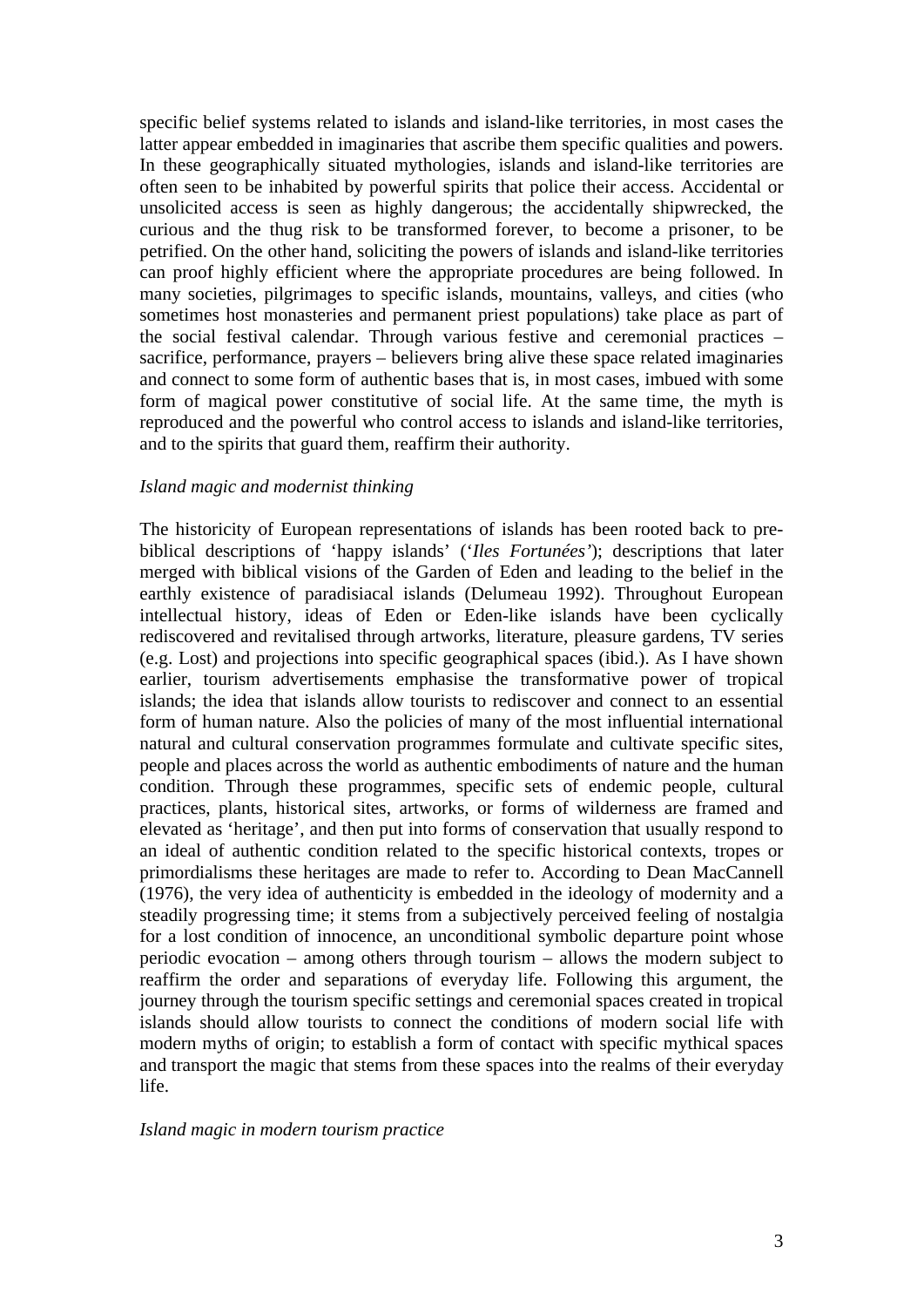specific belief systems related to islands and island-like territories, in most cases the latter appear embedded in imaginaries that ascribe them specific qualities and powers. In these geographically situated mythologies, islands and island-like territories are often seen to be inhabited by powerful spirits that police their access. Accidental or unsolicited access is seen as highly dangerous; the accidentally shipwrecked, the curious and the thug risk to be transformed forever, to become a prisoner, to be petrified. On the other hand, soliciting the powers of islands and island-like territories can proof highly efficient where the appropriate procedures are being followed. In many societies, pilgrimages to specific islands, mountains, valleys, and cities (who sometimes host monasteries and permanent priest populations) take place as part of the social festival calendar. Through various festive and ceremonial practices – sacrifice, performance, prayers – believers bring alive these space related imaginaries and connect to some form of authentic bases that is, in most cases, imbued with some form of magical power constitutive of social life. At the same time, the myth is reproduced and the powerful who control access to islands and island-like territories, and to the spirits that guard them, reaffirm their authority.

*Island magic and modernist thinking*

The historicity of European representations of islands has been rooted back to pre-biblical descriptions of 'happy islands' ('*Iles Fortunées*'); descriptions that later merged with biblical visions of the Garden of Eden and leading to the belief in the earthly existence of paradisiacal islands (Delumeau 1992). Throughout European intellectual history, ideas of Eden or Eden-like islands have been cyclically rediscovered and revitalised through artworks, literature, pleasure gardens, TV series (e.g. Lost) and projections into specific geographical spaces (ibid.). As I have shown earlier, tourism advertisements emphasise the transformative power of tropical islands; the idea that islands allow tourists to rediscover and connect to an essential form of human nature. Also the policies of many of the most influential international natural and cultural conservation programmes formulate and cultivate specific sites, people and places across the world as authentic embodiments of nature and the human condition. Through these programmes, specific sets of endemic people, cultural practices, plants, historical sites, artworks, or forms of wilderness are framed and elevated as 'heritage', and then put into forms of conservation that usually respond to an ideal of authentic condition related to the specific historical contexts, tropes or primordialisms these heritages are made to refer to. According to Dean MacCannell (1976), the very idea of authenticity is embedded in the ideology of modernity and a steadily progressing time; it stems from a subjectively perceived feeling of nostalgia for a lost condition of innocence, an unconditional symbolic departure point whose periodic evocation – among others through tourism – allows the modern subject to reaffirm the order and separations of everyday life. Following this argument, the journey through the tourism specific settings and ceremonial spaces created in tropical islands should allow tourists to connect the conditions of modern social life with modern myths of origin; to establish a form of contact with specific mythical spaces and transport the magic that stems from these spaces into the realms of their everyday life.

*Island magic in modern tourism practice*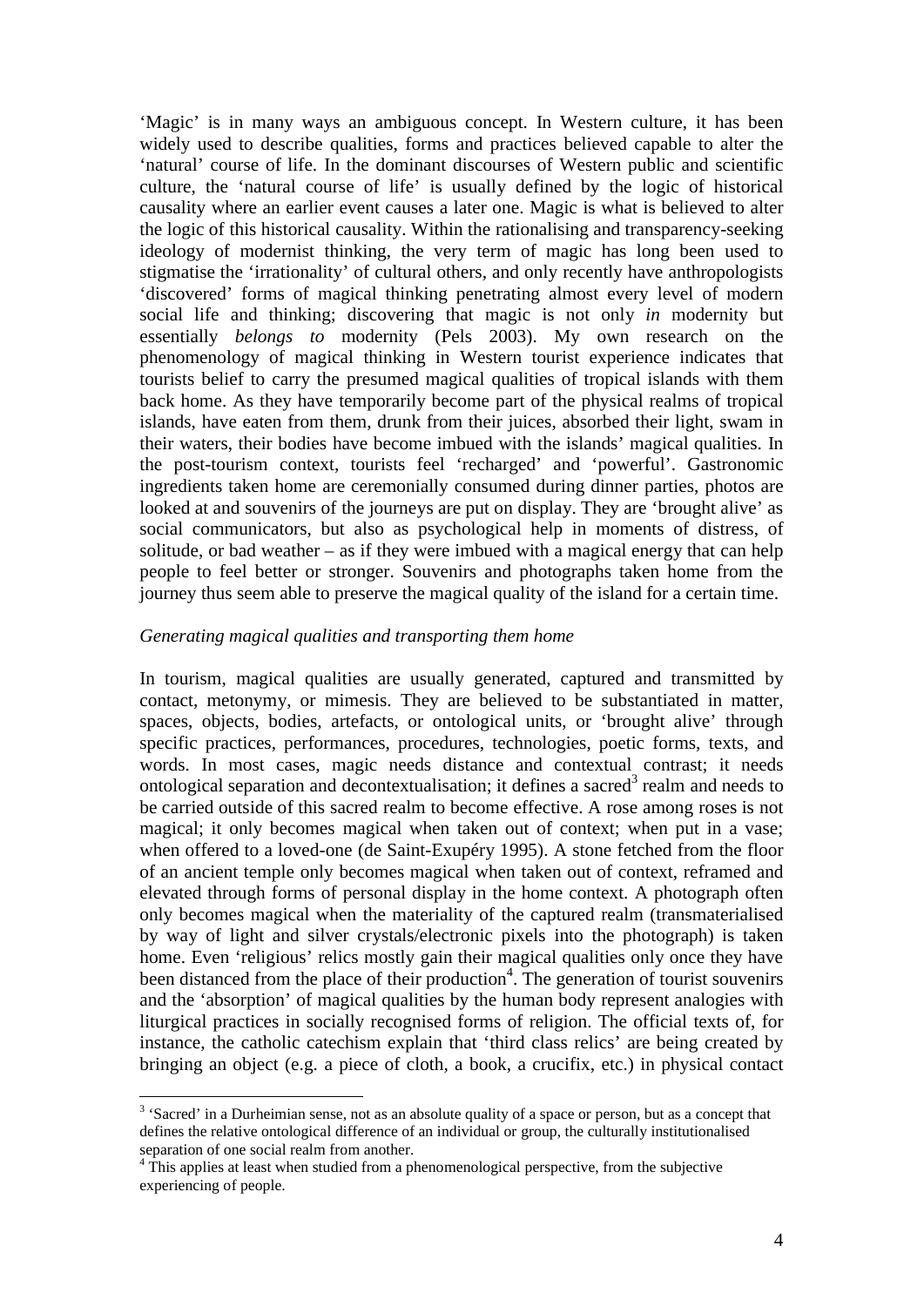'Magic' is in many ways an ambiguous concept. In Western culture, it has been widely used to describe qualities, forms and practices believed capable to alter the 'natural' course of life. In the dominant discourses of Western public and scientific culture, the 'natural course of life' is usually defined by the logic of historical causality where an earlier event causes a later one. Magic is what is believed to alter the logic of this historical causality. Within the rationalising and transparency-seeking ideology of modernist thinking, the very term of magic has long been used to stigmatise the 'irrationality' of cultural others, and only recently have anthropologists 'discovered' forms of magical thinking penetrating almost every level of modern social life and thinking; discovering that magic is not only *in* modernity but essentially *belongs to* modernity (Pels 2003). My own research on the phenomenology of magical thinking in Western tourist experience indicates that tourists belief to carry the presumed magical qualities of tropical islands with them back home. As they have temporarily become part of the physical realms of tropical islands, have eaten from them, drunk from their juices, absorbed their light, swam in their waters, their bodies have become imbued with the islands' magical qualities. In the post-tourism context, tourists feel 'recharged' and 'powerful'. Gastronomic ingredients taken home are ceremonially consumed during dinner parties, photos are looked at and souvenirs of the journeys are put on display. They are 'brought alive' as social communicators, but also as psychological help in moments of distress, of solitude, or bad weather – as if they were imbued with a magical energy that can help people to feel better or stronger. Souvenirs and photographs taken home from the journey thus seem able to preserve the magical quality of the island for a certain time.

*Generating magical qualities and transporting them home*

In tourism, magical qualities are usually generated, captured and transmitted by contact, metonymy, or mimesis. They are believed to be substantiated in matter, spaces, objects, bodies, artefacts, or ontological units, or 'brought alive' through specific practices, performances, procedures, technologies, poetic forms, texts, and words. In most cases, magic needs distance and contextual contrast; it needs ontological separation and decontextualisation; it defines a sacred[3] realm and needs to be carried outside of this sacred realm to become effective. A rose among roses is not magical; it only becomes magical when taken out of context; when put in a vase; when offered to a loved-one (de Saint-Exupéry 1995). A stone fetched from the floor of an ancient temple only becomes magical when taken out of context, reframed and elevated through forms of personal display in the home context. A photograph often only becomes magical when the materiality of the captured realm (transmaterialised by way of light and silver crystals/electronic pixels into the photograph) is taken home. Even 'religious' relics mostly gain their magical qualities only once they have been distanced from the place of their production[4]. The generation of tourist souvenirs and the 'absorption' of magical qualities by the human body represent analogies with liturgical practices in socially recognised forms of religion. The official texts of, for instance, the catholic catechism explain that 'third class relics' are being created by bringing an object (e.g. a piece of cloth, a book, a crucifix, etc.) in physical contact

[3] 'Sacred' in a Durheimian sense, not as an absolute quality of a space or person, but as a concept that defines the relative ontological difference of an individual or group, the culturally institutionalised separation of one social realm from another.

[4] This applies at least when studied from a phenomenological perspective, from the subjective experiencing of people.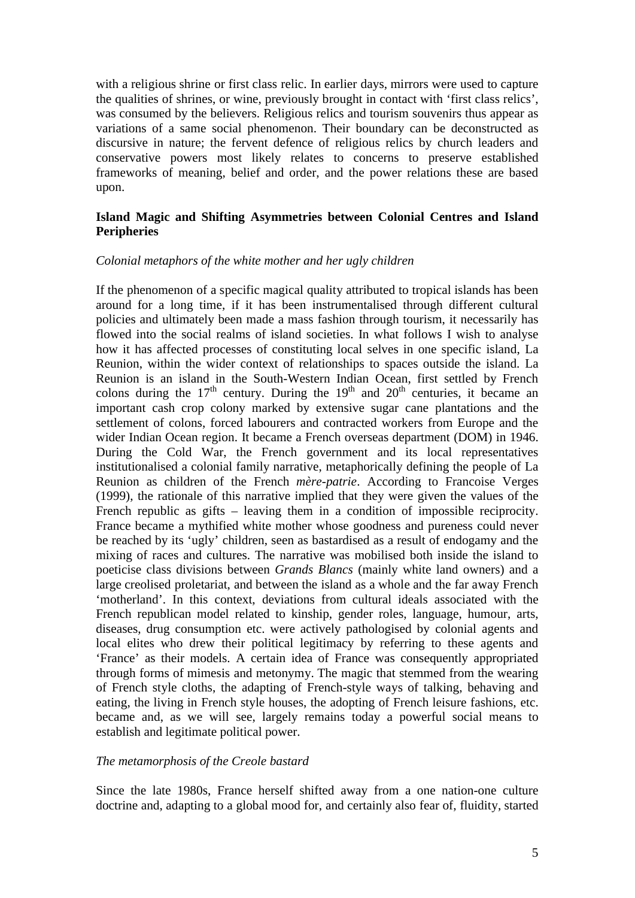with a religious shrine or first class relic. In earlier days, mirrors were used to capture the qualities of shrines, or wine, previously brought in contact with 'first class relics', was consumed by the believers. Religious relics and tourism souvenirs thus appear as variations of a same social phenomenon. Their boundary can be deconstructed as discursive in nature; the fervent defence of religious relics by church leaders and conservative powers most likely relates to concerns to preserve established frameworks of meaning, belief and order, and the power relations these are based upon.

## Island Magic and Shifting Asymmetries between Colonial Centres and Island Peripheries

### *Colonial metaphors of the white mother and her ugly children*

If the phenomenon of a specific magical quality attributed to tropical islands has been around for a long time, if it has been instrumentalised through different cultural policies and ultimately been made a mass fashion through tourism, it necessarily has flowed into the social realms of island societies. In what follows I wish to analyse how it has affected processes of constituting local selves in one specific island, La Reunion, within the wider context of relationships to spaces outside the island. La Reunion is an island in the South-Western Indian Ocean, first settled by French colons during the 17th century. During the 19th and 20th centuries, it became an important cash crop colony marked by extensive sugar cane plantations and the settlement of colons, forced labourers and contracted workers from Europe and the wider Indian Ocean region. It became a French overseas department (DOM) in 1946. During the Cold War, the French government and its local representatives institutionalised a colonial family narrative, metaphorically defining the people of La Reunion as children of the French *mère-patrie*. According to Francoise Verges (1999), the rationale of this narrative implied that they were given the values of the French republic as gifts – leaving them in a condition of impossible reciprocity. France became a mythified white mother whose goodness and pureness could never be reached by its 'ugly' children, seen as bastardised as a result of endogamy and the mixing of races and cultures. The narrative was mobilised both inside the island to poeticise class divisions between *Grands Blancs* (mainly white land owners) and a large creolised proletariat, and between the island as a whole and the far away French 'motherland'. In this context, deviations from cultural ideals associated with the French republican model related to kinship, gender roles, language, humour, arts, diseases, drug consumption etc. were actively pathologised by colonial agents and local elites who drew their political legitimacy by referring to these agents and 'France' as their models. A certain idea of France was consequently appropriated through forms of mimesis and metonymy. The magic that stemmed from the wearing of French style cloths, the adapting of French-style ways of talking, behaving and eating, the living in French style houses, the adopting of French leisure fashions, etc. became and, as we will see, largely remains today a powerful social means to establish and legitimate political power.

### *The metamorphosis of the Creole bastard*

Since the late 1980s, France herself shifted away from a one nation-one culture doctrine and, adapting to a global mood for, and certainly also fear of, fluidity, started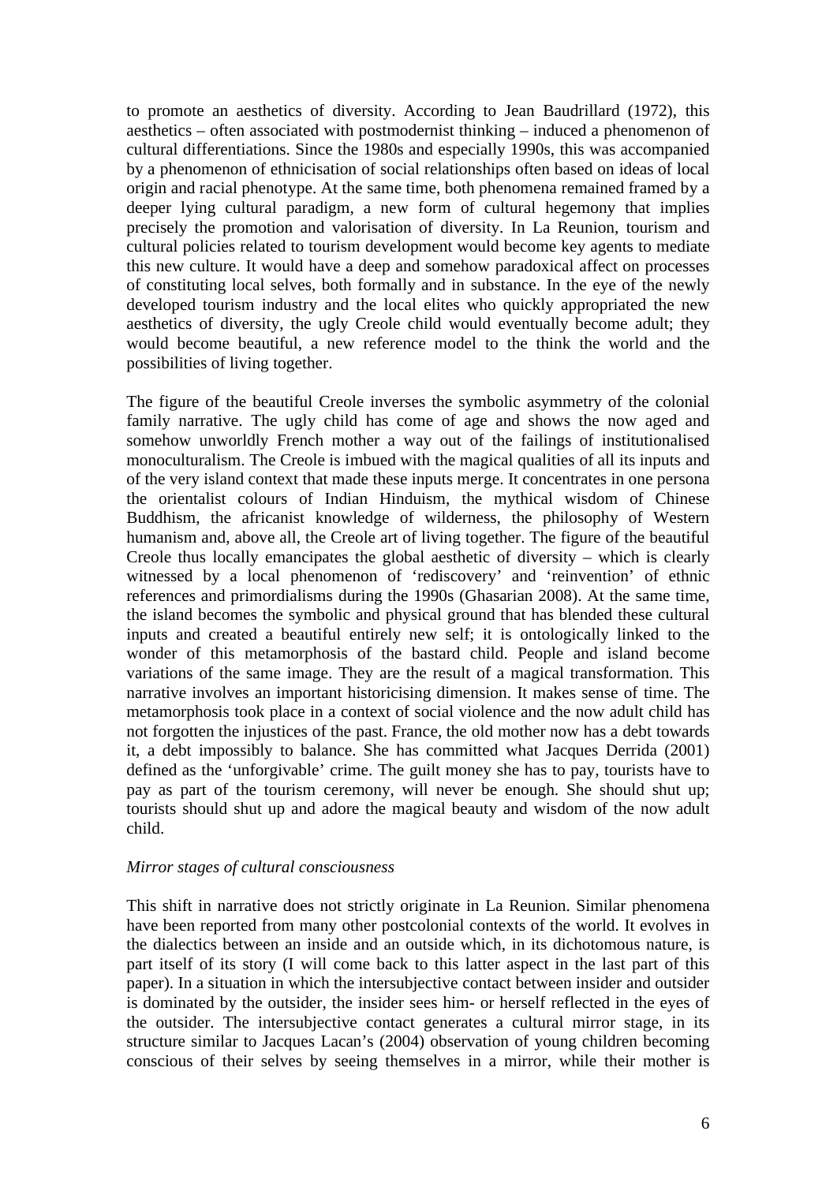to promote an aesthetics of diversity. According to Jean Baudrillard (1972), this aesthetics – often associated with postmodernist thinking – induced a phenomenon of cultural differentiations. Since the 1980s and especially 1990s, this was accompanied by a phenomenon of ethnicisation of social relationships often based on ideas of local origin and racial phenotype. At the same time, both phenomena remained framed by a deeper lying cultural paradigm, a new form of cultural hegemony that implies precisely the promotion and valorisation of diversity. In La Reunion, tourism and cultural policies related to tourism development would become key agents to mediate this new culture. It would have a deep and somehow paradoxical affect on processes of constituting local selves, both formally and in substance. In the eye of the newly developed tourism industry and the local elites who quickly appropriated the new aesthetics of diversity, the ugly Creole child would eventually become adult; they would become beautiful, a new reference model to the think the world and the possibilities of living together.

The figure of the beautiful Creole inverses the symbolic asymmetry of the colonial family narrative. The ugly child has come of age and shows the now aged and somehow unworldly French mother a way out of the failings of institutionalised monoculturalism. The Creole is imbued with the magical qualities of all its inputs and of the very island context that made these inputs merge. It concentrates in one persona the orientalist colours of Indian Hinduism, the mythical wisdom of Chinese Buddhism, the africanist knowledge of wilderness, the philosophy of Western humanism and, above all, the Creole art of living together. The figure of the beautiful Creole thus locally emancipates the global aesthetic of diversity – which is clearly witnessed by a local phenomenon of 'rediscovery' and 'reinvention' of ethnic references and primordialisms during the 1990s (Ghasarian 2008). At the same time, the island becomes the symbolic and physical ground that has blended these cultural inputs and created a beautiful entirely new self; it is ontologically linked to the wonder of this metamorphosis of the bastard child. People and island become variations of the same image. They are the result of a magical transformation. This narrative involves an important historicising dimension. It makes sense of time. The metamorphosis took place in a context of social violence and the now adult child has not forgotten the injustices of the past. France, the old mother now has a debt towards it, a debt impossibly to balance. She has committed what Jacques Derrida (2001) defined as the 'unforgivable' crime. The guilt money she has to pay, tourists have to pay as part of the tourism ceremony, will never be enough. She should shut up; tourists should shut up and adore the magical beauty and wisdom of the now adult child.

*Mirror stages of cultural consciousness*

This shift in narrative does not strictly originate in La Reunion. Similar phenomena have been reported from many other postcolonial contexts of the world. It evolves in the dialectics between an inside and an outside which, in its dichotomous nature, is part itself of its story (I will come back to this latter aspect in the last part of this paper). In a situation in which the intersubjective contact between insider and outsider is dominated by the outsider, the insider sees him- or herself reflected in the eyes of the outsider. The intersubjective contact generates a cultural mirror stage, in its structure similar to Jacques Lacan's (2004) observation of young children becoming conscious of their selves by seeing themselves in a mirror, while their mother is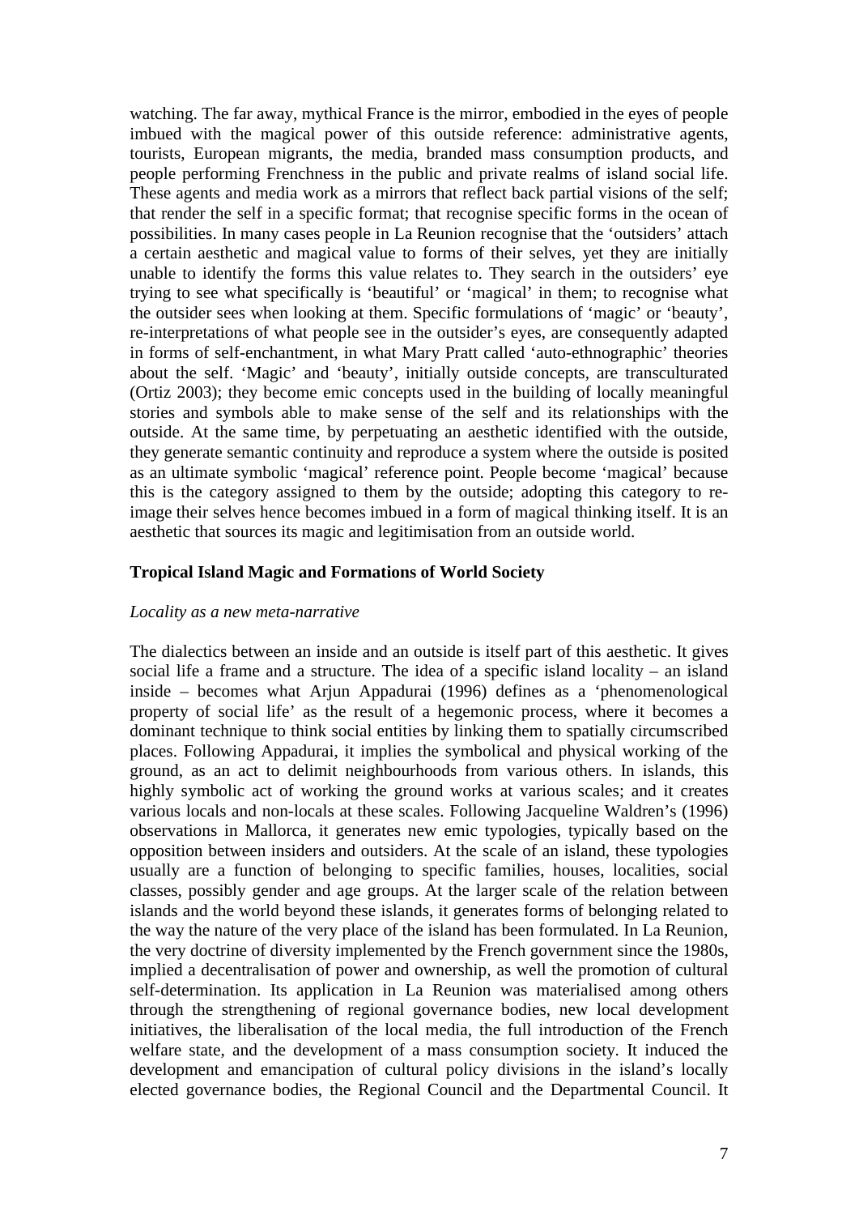watching. The far away, mythical France is the mirror, embodied in the eyes of people imbued with the magical power of this outside reference: administrative agents, tourists, European migrants, the media, branded mass consumption products, and people performing Frenchness in the public and private realms of island social life. These agents and media work as a mirrors that reflect back partial visions of the self; that render the self in a specific format; that recognise specific forms in the ocean of possibilities. In many cases people in La Reunion recognise that the 'outsiders' attach a certain aesthetic and magical value to forms of their selves, yet they are initially unable to identify the forms this value relates to. They search in the outsiders' eye trying to see what specifically is 'beautiful' or 'magical' in them; to recognise what the outsider sees when looking at them. Specific formulations of 'magic' or 'beauty', re-interpretations of what people see in the outsider's eyes, are consequently adapted in forms of self-enchantment, in what Mary Pratt called 'auto-ethnographic' theories about the self. 'Magic' and 'beauty', initially outside concepts, are transculturated (Ortiz 2003); they become emic concepts used in the building of locally meaningful stories and symbols able to make sense of the self and its relationships with the outside. At the same time, by perpetuating an aesthetic identified with the outside, they generate semantic continuity and reproduce a system where the outside is posited as an ultimate symbolic 'magical' reference point. People become 'magical' because this is the category assigned to them by the outside; adopting this category to re-image their selves hence becomes imbued in a form of magical thinking itself. It is an aesthetic that sources its magic and legitimisation from an outside world.

## Tropical Island Magic and Formations of World Society

### *Locality as a new meta-narrative*

The dialectics between an inside and an outside is itself part of this aesthetic. It gives social life a frame and a structure. The idea of a specific island locality – an island inside – becomes what Arjun Appadurai (1996) defines as a 'phenomenological property of social life' as the result of a hegemonic process, where it becomes a dominant technique to think social entities by linking them to spatially circumscribed places. Following Appadurai, it implies the symbolical and physical working of the ground, as an act to delimit neighbourhoods from various others. In islands, this highly symbolic act of working the ground works at various scales; and it creates various locals and non-locals at these scales. Following Jacqueline Waldren's (1996) observations in Mallorca, it generates new emic typologies, typically based on the opposition between insiders and outsiders. At the scale of an island, these typologies usually are a function of belonging to specific families, houses, localities, social classes, possibly gender and age groups. At the larger scale of the relation between islands and the world beyond these islands, it generates forms of belonging related to the way the nature of the very place of the island has been formulated. In La Reunion, the very doctrine of diversity implemented by the French government since the 1980s, implied a decentralisation of power and ownership, as well the promotion of cultural self-determination. Its application in La Reunion was materialised among others through the strengthening of regional governance bodies, new local development initiatives, the liberalisation of the local media, the full introduction of the French welfare state, and the development of a mass consumption society. It induced the development and emancipation of cultural policy divisions in the island's locally elected governance bodies, the Regional Council and the Departmental Council. It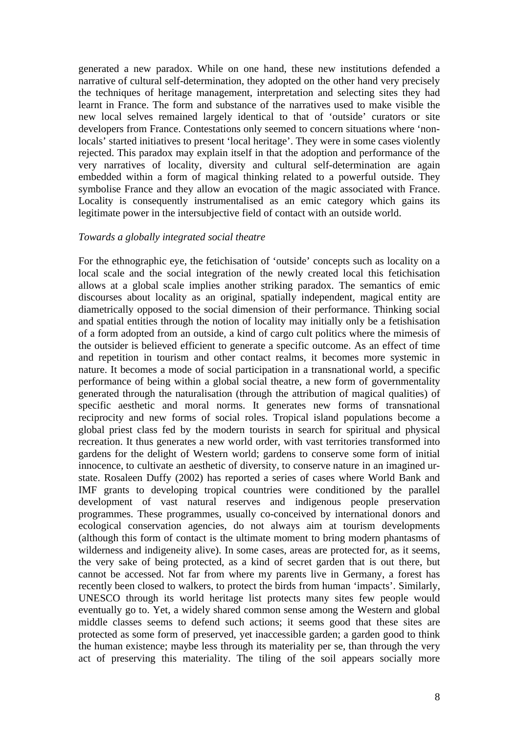generated a new paradox. While on one hand, these new institutions defended a narrative of cultural self-determination, they adopted on the other hand very precisely the techniques of heritage management, interpretation and selecting sites they had learnt in France. The form and substance of the narratives used to make visible the new local selves remained largely identical to that of 'outside' curators or site developers from France. Contestations only seemed to concern situations where 'non-locals' started initiatives to present 'local heritage'. They were in some cases violently rejected. This paradox may explain itself in that the adoption and performance of the very narratives of locality, diversity and cultural self-determination are again embedded within a form of magical thinking related to a powerful outside. They symbolise France and they allow an evocation of the magic associated with France. Locality is consequently instrumentalised as an emic category which gains its legitimate power in the intersubjective field of contact with an outside world.

*Towards a globally integrated social theatre*

For the ethnographic eye, the fetichisation of 'outside' concepts such as locality on a local scale and the social integration of the newly created local this fetichisation allows at a global scale implies another striking paradox. The semantics of emic discourses about locality as an original, spatially independent, magical entity are diametrically opposed to the social dimension of their performance. Thinking social and spatial entities through the notion of locality may initially only be a fetishisation of a form adopted from an outside, a kind of cargo cult politics where the mimesis of the outsider is believed efficient to generate a specific outcome. As an effect of time and repetition in tourism and other contact realms, it becomes more systemic in nature. It becomes a mode of social participation in a transnational world, a specific performance of being within a global social theatre, a new form of governmentality generated through the naturalisation (through the attribution of magical qualities) of specific aesthetic and moral norms. It generates new forms of transnational reciprocity and new forms of social roles. Tropical island populations become a global priest class fed by the modern tourists in search for spiritual and physical recreation. It thus generates a new world order, with vast territories transformed into gardens for the delight of Western world; gardens to conserve some form of initial innocence, to cultivate an aesthetic of diversity, to conserve nature in an imagined ur-state. Rosaleen Duffy (2002) has reported a series of cases where World Bank and IMF grants to developing tropical countries were conditioned by the parallel development of vast natural reserves and indigenous people preservation programmes. These programmes, usually co-conceived by international donors and ecological conservation agencies, do not always aim at tourism developments (although this form of contact is the ultimate moment to bring modern phantasms of wilderness and indigeneity alive). In some cases, areas are protected for, as it seems, the very sake of being protected, as a kind of secret garden that is out there, but cannot be accessed. Not far from where my parents live in Germany, a forest has recently been closed to walkers, to protect the birds from human 'impacts'. Similarly, UNESCO through its world heritage list protects many sites few people would eventually go to. Yet, a widely shared common sense among the Western and global middle classes seems to defend such actions; it seems good that these sites are protected as some form of preserved, yet inaccessible garden; a garden good to think the human existence; maybe less through its materiality per se, than through the very act of preserving this materiality. The tiling of the soil appears socially more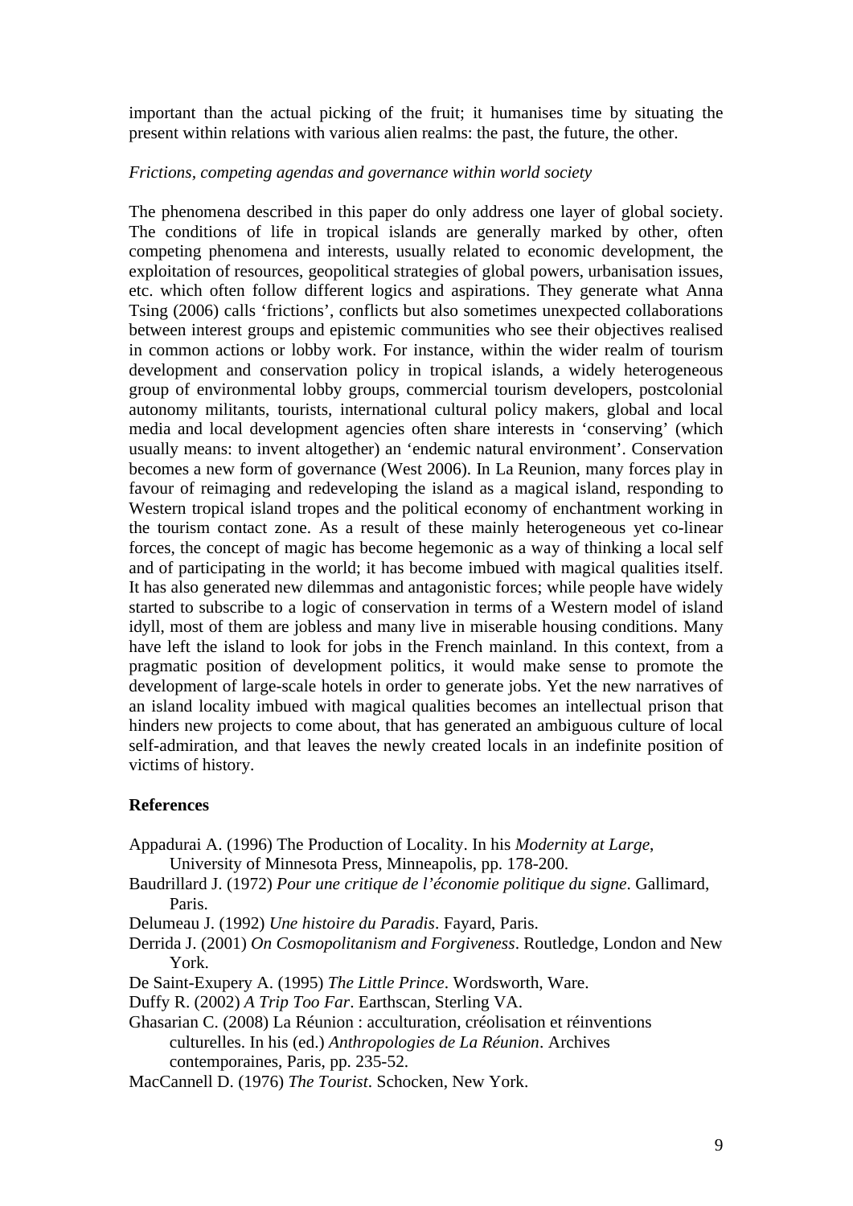important than the actual picking of the fruit; it humanises time by situating the present within relations with various alien realms: the past, the future, the other.

*Frictions, competing agendas and governance within world society*

The phenomena described in this paper do only address one layer of global society. The conditions of life in tropical islands are generally marked by other, often competing phenomena and interests, usually related to economic development, the exploitation of resources, geopolitical strategies of global powers, urbanisation issues, etc. which often follow different logics and aspirations. They generate what Anna Tsing (2006) calls 'frictions', conflicts but also sometimes unexpected collaborations between interest groups and epistemic communities who see their objectives realised in common actions or lobby work. For instance, within the wider realm of tourism development and conservation policy in tropical islands, a widely heterogeneous group of environmental lobby groups, commercial tourism developers, postcolonial autonomy militants, tourists, international cultural policy makers, global and local media and local development agencies often share interests in 'conserving' (which usually means: to invent altogether) an 'endemic natural environment'. Conservation becomes a new form of governance (West 2006). In La Reunion, many forces play in favour of reimaging and redeveloping the island as a magical island, responding to Western tropical island tropes and the political economy of enchantment working in the tourism contact zone. As a result of these mainly heterogeneous yet co-linear forces, the concept of magic has become hegemonic as a way of thinking a local self and of participating in the world; it has become imbued with magical qualities itself. It has also generated new dilemmas and antagonistic forces; while people have widely started to subscribe to a logic of conservation in terms of a Western model of island idyll, most of them are jobless and many live in miserable housing conditions. Many have left the island to look for jobs in the French mainland. In this context, from a pragmatic position of development politics, it would make sense to promote the development of large-scale hotels in order to generate jobs. Yet the new narratives of an island locality imbued with magical qualities becomes an intellectual prison that hinders new projects to come about, that has generated an ambiguous culture of local self-admiration, and that leaves the newly created locals in an indefinite position of victims of history.

## References

Appadurai A. (1996) The Production of Locality. In his *Modernity at Large*, University of Minnesota Press, Minneapolis, pp. 178-200.

Baudrillard J. (1972) *Pour une critique de l'économie politique du signe*. Gallimard, Paris.

Delumeau J. (1992) *Une histoire du Paradis*. Fayard, Paris.

Derrida J. (2001) *On Cosmopolitanism and Forgiveness*. Routledge, London and New York.

De Saint-Exupery A. (1995) *The Little Prince*. Wordsworth, Ware.

Duffy R. (2002) *A Trip Too Far*. Earthscan, Sterling VA.

Ghasarian C. (2008) La Réunion : acculturation, créolisation et réinventions culturelles. In his (ed.) *Anthropologies de La Réunion*. Archives contemporaines, Paris, pp. 235-52.

MacCannell D. (1976) *The Tourist*. Schocken, New York.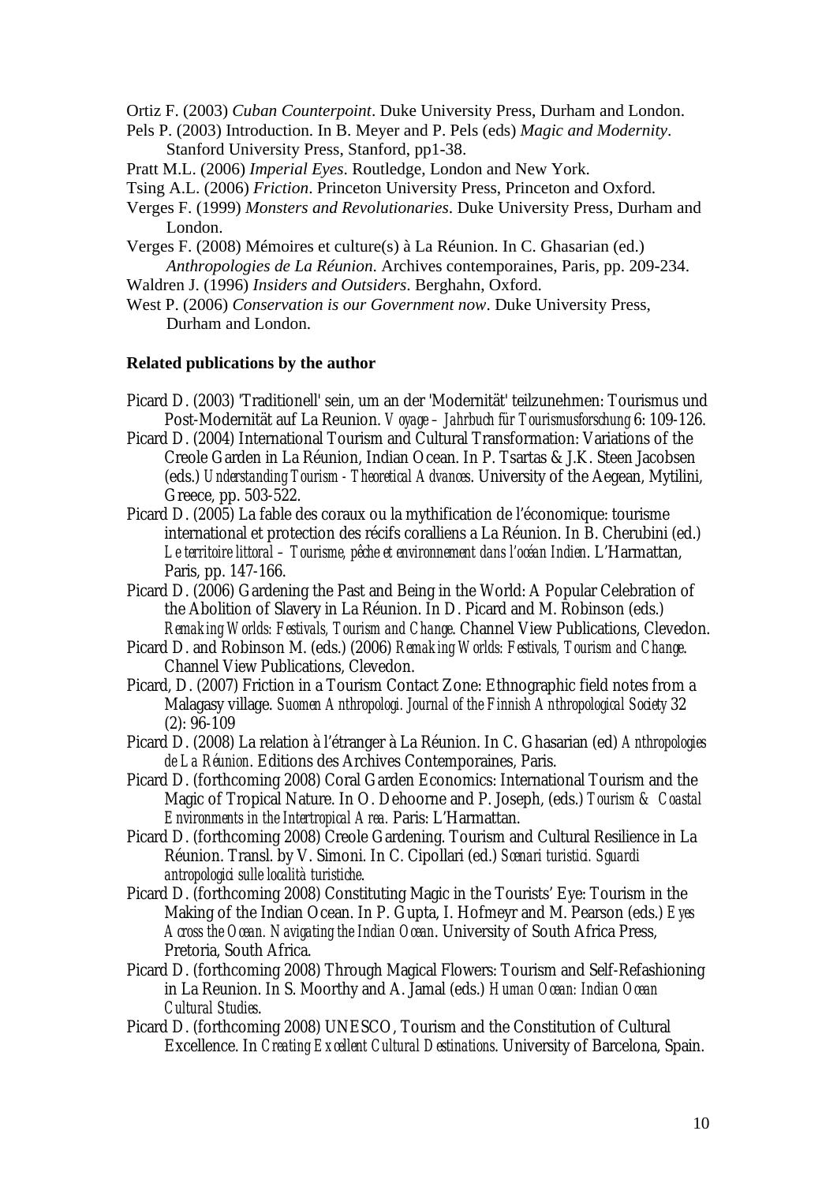Ortiz F. (2003) *Cuban Counterpoint*. Duke University Press, Durham and London.

Pels P. (2003) Introduction. In B. Meyer and P. Pels (eds) *Magic and Modernity*. Stanford University Press, Stanford, pp1-38.

Pratt M.L. (2006) *Imperial Eyes*. Routledge, London and New York.

Tsing A.L. (2006) *Friction*. Princeton University Press, Princeton and Oxford.

Verges F. (1999) *Monsters and Revolutionaries*. Duke University Press, Durham and London.

Verges F. (2008) Mémoires et culture(s) à La Réunion. In C. Ghasarian (ed.) *Anthropologies de La Réunion*. Archives contemporaines, Paris, pp. 209-234.

Waldren J. (1996) *Insiders and Outsiders*. Berghahn, Oxford.

West P. (2006) *Conservation is our Government now*. Duke University Press, Durham and London.

**Related publications by the author**

Picard D. (2003) 'Traditionell' sein, um an der 'Modernität' teilzunehmen: Tourismus und Post-Modernität auf La Reunion. *Voyage – Jahrbuch für Tourismusforschung* 6: 109-126.

Picard D. (2004) International Tourism and Cultural Transformation: Variations of the Creole Garden in La Réunion, Indian Ocean. In P. Tsartas & J.K. Steen Jacobsen (eds.) *Understanding Tourism - Theoretical Advances*. University of the Aegean, Mytilini, Greece, pp. 503-522.

Picard D. (2005) La fable des coraux ou la mythification de l'économique: tourisme international et protection des récifs coralliens a La Réunion. In B. Cherubini (ed.) *Le territoire littoral – Tourisme, pêche et environnement dans l'océan Indien*. L'Harmattan, Paris, pp. 147-166.

Picard D. (2006) Gardening the Past and Being in the World: A Popular Celebration of the Abolition of Slavery in La Réunion. In D. Picard and M. Robinson (eds.) *Remaking Worlds: Festivals, Tourism and Change*. Channel View Publications, Clevedon.

Picard D. and Robinson M. (eds.) (2006) *Remaking Worlds: Festivals, Tourism and Change*. Channel View Publications, Clevedon.

Picard, D. (2007) Friction in a Tourism Contact Zone: Ethnographic field notes from a Malagasy village. *Suomen Anthropologi. Journal of the Finnish Anthropological Society* 32 (2): 96-109

Picard D. (2008) La relation à l'étranger à La Réunion. In C. Ghasarian (ed) *Anthropologies de La Réunion*. Editions des Archives Contemporaines, Paris.

Picard D. (forthcoming 2008) Coral Garden Economics: International Tourism and the Magic of Tropical Nature. In O. Dehoorne and P. Joseph, (eds.) *Tourism & Coastal Environments in the Intertropical Area.* Paris: L'Harmattan.

Picard D. (forthcoming 2008) Creole Gardening. Tourism and Cultural Resilience in La Réunion. Transl. by V. Simoni. In C. Cipollari (ed.) *Scenari turistici. Sguardi antropologici sulle località turistiche*.

Picard D. (forthcoming 2008) Constituting Magic in the Tourists' Eye: Tourism in the Making of the Indian Ocean. In P. Gupta, I. Hofmeyr and M. Pearson (eds.) *Eyes Across the Ocean. Navigating the Indian Ocean*. University of South Africa Press, Pretoria, South Africa.

Picard D. (forthcoming 2008) Through Magical Flowers: Tourism and Self-Refashioning in La Reunion. In S. Moorthy and A. Jamal (eds.) *Human Ocean: Indian Ocean Cultural Studies*.

Picard D. (forthcoming 2008) UNESCO, Tourism and the Constitution of Cultural Excellence. In *Creating Excellent Cultural Destinations*. University of Barcelona, Spain.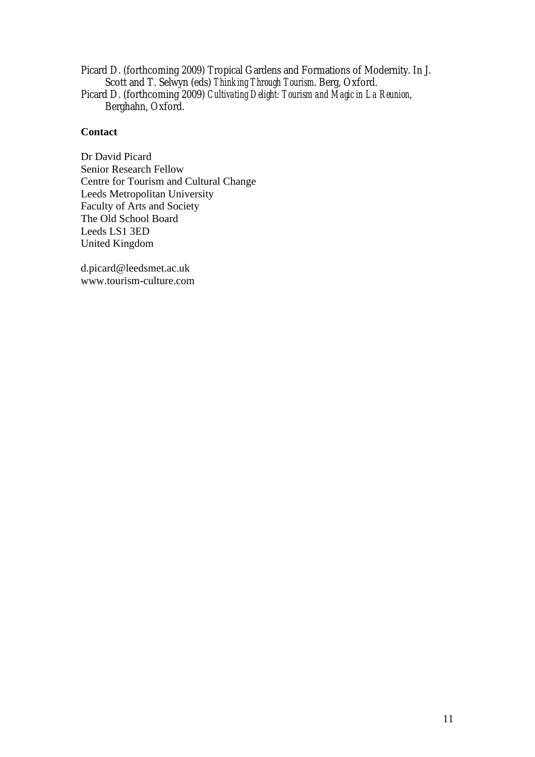Picard D. (forthcoming 2009) Tropical Gardens and Formations of Modernity. In J. Scott and T. Selwyn (eds) *Thinking Through Tourism*. Berg, Oxford.

Picard D. (forthcoming 2009) *Cultivating Delight: Tourism and Magic in La Reunion*, Berghahn, Oxford.

**Contact**

Dr David Picard
Senior Research Fellow
Centre for Tourism and Cultural Change
Leeds Metropolitan University
Faculty of Arts and Society
The Old School Board
Leeds LS1 3ED
United Kingdom

d.picard@leedsmet.ac.uk
www.tourism-culture.com